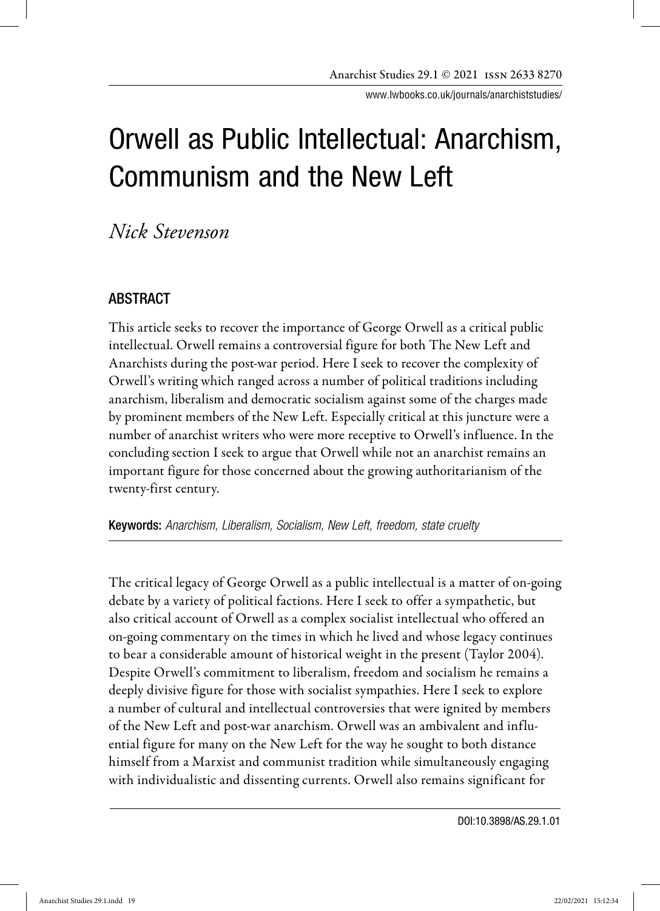# Orwell as Public Intellectual: Anarchism, Communism and the New Left

*Nick Stevenson*

## ABSTRACT

This article seeks to recover the importance of George Orwell as a critical public intellectual. Orwell remains a controversial figure for both The New Left and Anarchists during the post-war period. Here I seek to recover the complexity of Orwell's writing which ranged across a number of political traditions including anarchism, liberalism and democratic socialism against some of the charges made by prominent members of the New Left. Especially critical at this juncture were a number of anarchist writers who were more receptive to Orwell's influence. In the concluding section I seek to argue that Orwell while not an anarchist remains an important figure for those concerned about the growing authoritarianism of the twenty-first century.

**Keywords:** *Anarchism, Liberalism, Socialism, New Left, freedom, state cruelty*

The critical legacy of George Orwell as a public intellectual is a matter of on-going debate by a variety of political factions. Here I seek to offer a sympathetic, but also critical account of Orwell as a complex socialist intellectual who offered an on-going commentary on the times in which he lived and whose legacy continues to bear a considerable amount of historical weight in the present (Taylor 2004). Despite Orwell's commitment to liberalism, freedom and socialism he remains a deeply divisive figure for those with socialist sympathies. Here I seek to explore a number of cultural and intellectual controversies that were ignited by members of the New Left and post-war anarchism. Orwell was an ambivalent and influential figure for many on the New Left for the way he sought to both distance himself from a Marxist and communist tradition while simultaneously engaging with individualistic and dissenting currents. Orwell also remains significant for

DOI:10.3898/AS.29.1.01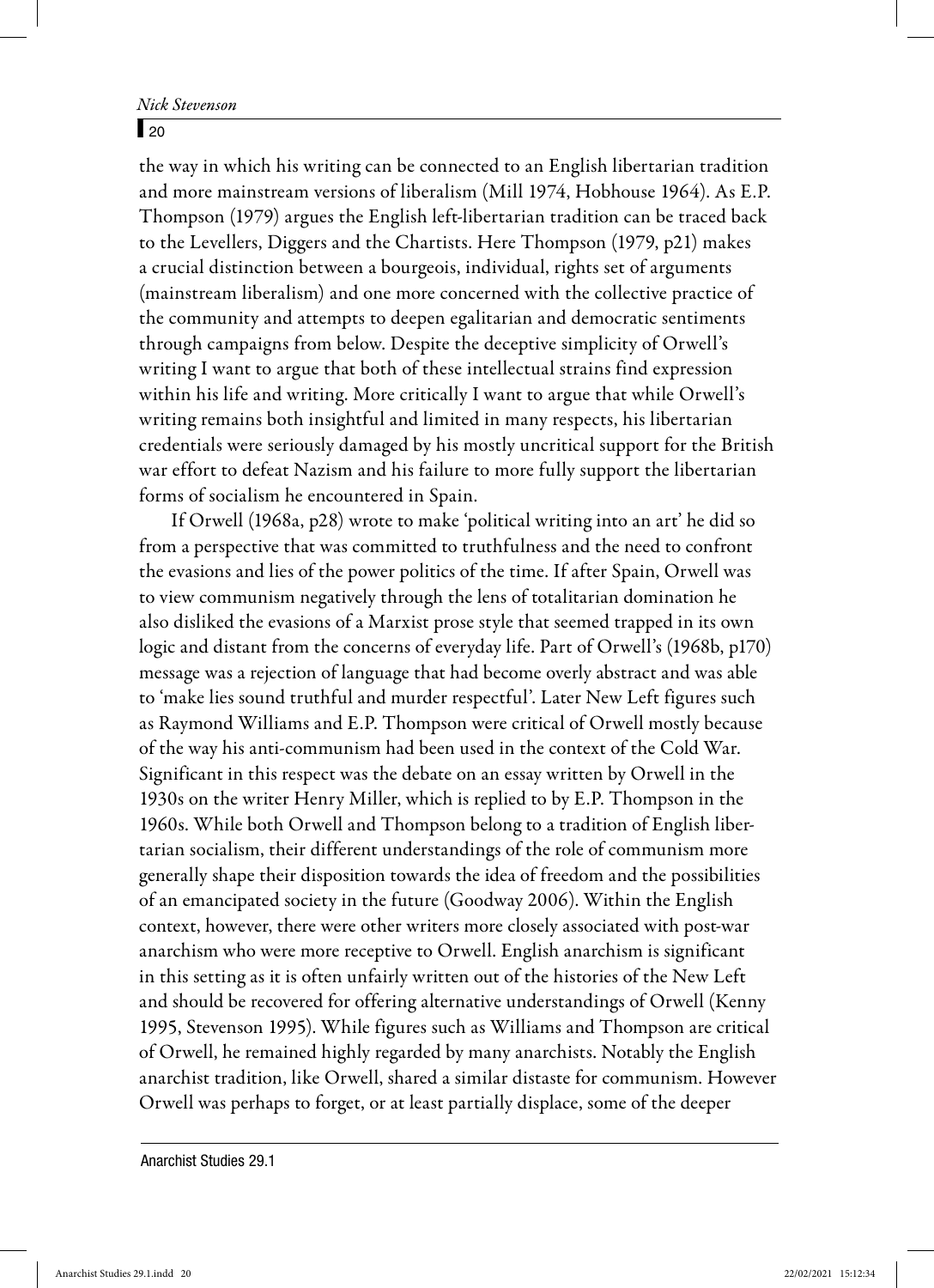the way in which his writing can be connected to an English libertarian tradition and more mainstream versions of liberalism (Mill 1974, Hobhouse 1964). As E.P. Thompson (1979) argues the English left-libertarian tradition can be traced back to the Levellers, Diggers and the Chartists. Here Thompson (1979, p21) makes a crucial distinction between a bourgeois, individual, rights set of arguments (mainstream liberalism) and one more concerned with the collective practice of the community and attempts to deepen egalitarian and democratic sentiments through campaigns from below. Despite the deceptive simplicity of Orwell's writing I want to argue that both of these intellectual strains find expression within his life and writing. More critically I want to argue that while Orwell's writing remains both insightful and limited in many respects, his libertarian credentials were seriously damaged by his mostly uncritical support for the British war effort to defeat Nazism and his failure to more fully support the libertarian forms of socialism he encountered in Spain.

If Orwell (1968a, p28) wrote to make 'political writing into an art' he did so from a perspective that was committed to truthfulness and the need to confront the evasions and lies of the power politics of the time. If after Spain, Orwell was to view communism negatively through the lens of totalitarian domination he also disliked the evasions of a Marxist prose style that seemed trapped in its own logic and distant from the concerns of everyday life. Part of Orwell's (1968b, p170) message was a rejection of language that had become overly abstract and was able to 'make lies sound truthful and murder respectful'. Later New Left figures such as Raymond Williams and E.P. Thompson were critical of Orwell mostly because of the way his anti-communism had been used in the context of the Cold War. Significant in this respect was the debate on an essay written by Orwell in the 1930s on the writer Henry Miller, which is replied to by E.P. Thompson in the 1960s. While both Orwell and Thompson belong to a tradition of English libertarian socialism, their different understandings of the role of communism more generally shape their disposition towards the idea of freedom and the possibilities of an emancipated society in the future (Goodway 2006). Within the English context, however, there were other writers more closely associated with post-war anarchism who were more receptive to Orwell. English anarchism is significant in this setting as it is often unfairly written out of the histories of the New Left and should be recovered for offering alternative understandings of Orwell (Kenny 1995, Stevenson 1995). While figures such as Williams and Thompson are critical of Orwell, he remained highly regarded by many anarchists. Notably the English anarchist tradition, like Orwell, shared a similar distaste for communism. However Orwell was perhaps to forget, or at least partially displace, some of the deeper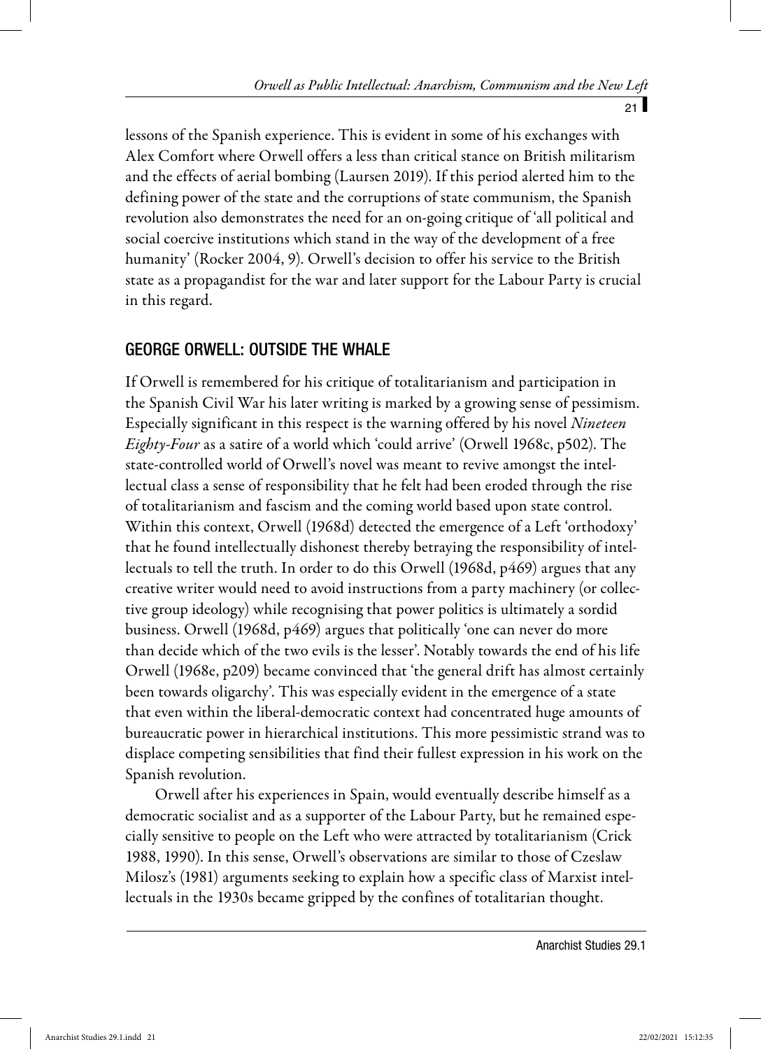lessons of the Spanish experience. This is evident in some of his exchanges with Alex Comfort where Orwell offers a less than critical stance on British militarism and the effects of aerial bombing (Laursen 2019). If this period alerted him to the defining power of the state and the corruptions of state communism, the Spanish revolution also demonstrates the need for an on-going critique of 'all political and social coercive institutions which stand in the way of the development of a free humanity' (Rocker 2004, 9). Orwell's decision to offer his service to the British state as a propagandist for the war and later support for the Labour Party is crucial in this regard.

## GEORGE ORWELL: OUTSIDE THE WHALE

If Orwell is remembered for his critique of totalitarianism and participation in the Spanish Civil War his later writing is marked by a growing sense of pessimism. Especially significant in this respect is the warning offered by his novel *Nineteen Eighty-Four* as a satire of a world which 'could arrive' (Orwell 1968c, p502). The state-controlled world of Orwell's novel was meant to revive amongst the intellectual class a sense of responsibility that he felt had been eroded through the rise of totalitarianism and fascism and the coming world based upon state control. Within this context, Orwell (1968d) detected the emergence of a Left 'orthodoxy' that he found intellectually dishonest thereby betraying the responsibility of intellectuals to tell the truth. In order to do this Orwell (1968d, p469) argues that any creative writer would need to avoid instructions from a party machinery (or collective group ideology) while recognising that power politics is ultimately a sordid business. Orwell (1968d, p469) argues that politically 'one can never do more than decide which of the two evils is the lesser'. Notably towards the end of his life Orwell (1968e, p209) became convinced that 'the general drift has almost certainly been towards oligarchy'. This was especially evident in the emergence of a state that even within the liberal-democratic context had concentrated huge amounts of bureaucratic power in hierarchical institutions. This more pessimistic strand was to displace competing sensibilities that find their fullest expression in his work on the Spanish revolution.

Orwell after his experiences in Spain, would eventually describe himself as a democratic socialist and as a supporter of the Labour Party, but he remained especially sensitive to people on the Left who were attracted by totalitarianism (Crick 1988, 1990). In this sense, Orwell's observations are similar to those of Czeslaw Milosz's (1981) arguments seeking to explain how a specific class of Marxist intellectuals in the 1930s became gripped by the confines of totalitarian thought.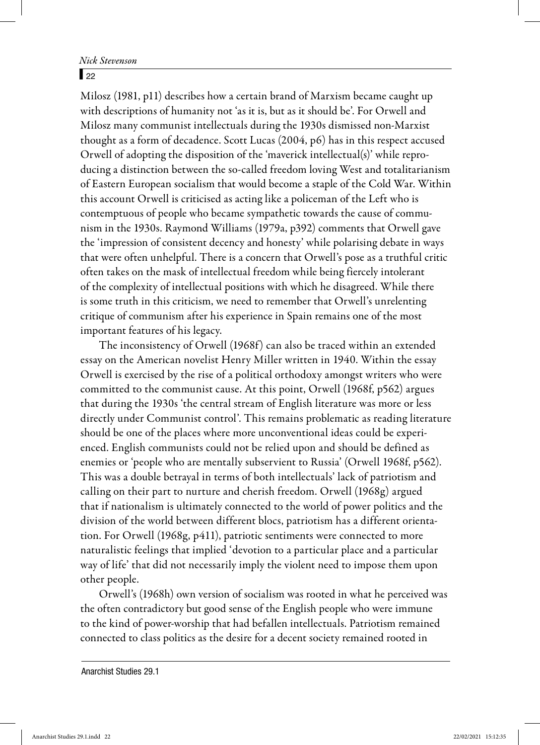Milosz (1981, p11) describes how a certain brand of Marxism became caught up with descriptions of humanity not 'as it is, but as it should be'. For Orwell and Milosz many communist intellectuals during the 1930s dismissed non-Marxist thought as a form of decadence. Scott Lucas (2004, p6) has in this respect accused Orwell of adopting the disposition of the 'maverick intellectual(s)' while reproducing a distinction between the so-called freedom loving West and totalitarianism of Eastern European socialism that would become a staple of the Cold War. Within this account Orwell is criticised as acting like a policeman of the Left who is contemptuous of people who became sympathetic towards the cause of communism in the 1930s. Raymond Williams (1979a, p392) comments that Orwell gave the 'impression of consistent decency and honesty' while polarising debate in ways that were often unhelpful. There is a concern that Orwell's pose as a truthful critic often takes on the mask of intellectual freedom while being fiercely intolerant of the complexity of intellectual positions with which he disagreed. While there is some truth in this criticism, we need to remember that Orwell's unrelenting critique of communism after his experience in Spain remains one of the most important features of his legacy.

The inconsistency of Orwell (1968f) can also be traced within an extended essay on the American novelist Henry Miller written in 1940. Within the essay Orwell is exercised by the rise of a political orthodoxy amongst writers who were committed to the communist cause. At this point, Orwell (1968f, p562) argues that during the 1930s 'the central stream of English literature was more or less directly under Communist control'. This remains problematic as reading literature should be one of the places where more unconventional ideas could be experienced. English communists could not be relied upon and should be defined as enemies or 'people who are mentally subservient to Russia' (Orwell 1968f, p562). This was a double betrayal in terms of both intellectuals' lack of patriotism and calling on their part to nurture and cherish freedom. Orwell (1968g) argued that if nationalism is ultimately connected to the world of power politics and the division of the world between different blocs, patriotism has a different orientation. For Orwell (1968g, p411), patriotic sentiments were connected to more naturalistic feelings that implied 'devotion to a particular place and a particular way of life' that did not necessarily imply the violent need to impose them upon other people.

Orwell's (1968h) own version of socialism was rooted in what he perceived was the often contradictory but good sense of the English people who were immune to the kind of power-worship that had befallen intellectuals. Patriotism remained connected to class politics as the desire for a decent society remained rooted in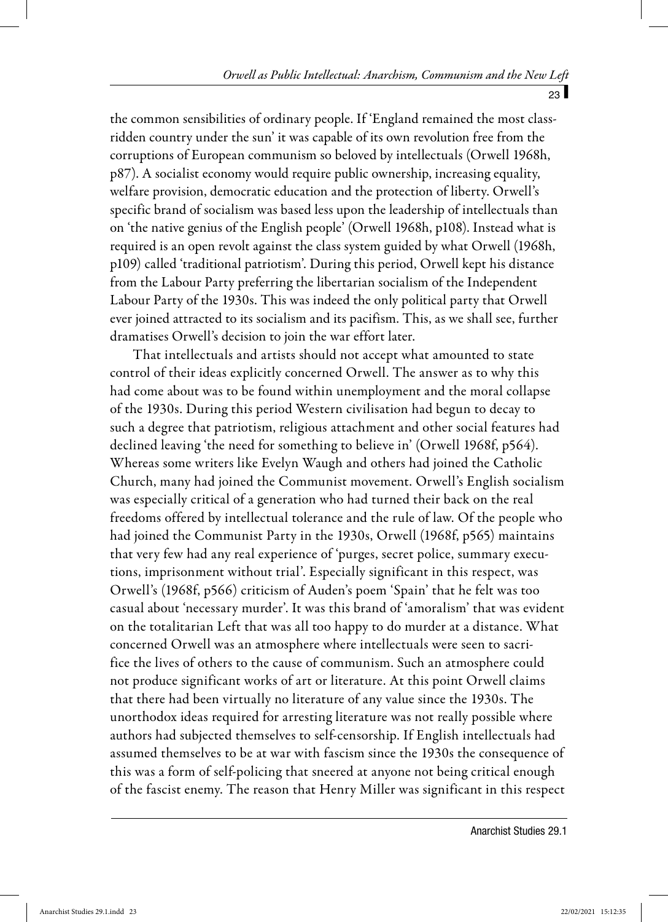the common sensibilities of ordinary people. If 'England remained the most class-ridden country under the sun' it was capable of its own revolution free from the corruptions of European communism so beloved by intellectuals (Orwell 1968h, p87). A socialist economy would require public ownership, increasing equality, welfare provision, democratic education and the protection of liberty. Orwell's specific brand of socialism was based less upon the leadership of intellectuals than on 'the native genius of the English people' (Orwell 1968h, p108). Instead what is required is an open revolt against the class system guided by what Orwell (1968h, p109) called 'traditional patriotism'. During this period, Orwell kept his distance from the Labour Party preferring the libertarian socialism of the Independent Labour Party of the 1930s. This was indeed the only political party that Orwell ever joined attracted to its socialism and its pacifism. This, as we shall see, further dramatises Orwell's decision to join the war effort later.

That intellectuals and artists should not accept what amounted to state control of their ideas explicitly concerned Orwell. The answer as to why this had come about was to be found within unemployment and the moral collapse of the 1930s. During this period Western civilisation had begun to decay to such a degree that patriotism, religious attachment and other social features had declined leaving 'the need for something to believe in' (Orwell 1968f, p564). Whereas some writers like Evelyn Waugh and others had joined the Catholic Church, many had joined the Communist movement. Orwell's English socialism was especially critical of a generation who had turned their back on the real freedoms offered by intellectual tolerance and the rule of law. Of the people who had joined the Communist Party in the 1930s, Orwell (1968f, p565) maintains that very few had any real experience of 'purges, secret police, summary executions, imprisonment without trial'. Especially significant in this respect, was Orwell's (1968f, p566) criticism of Auden's poem 'Spain' that he felt was too casual about 'necessary murder'. It was this brand of 'amoralism' that was evident on the totalitarian Left that was all too happy to do murder at a distance. What concerned Orwell was an atmosphere where intellectuals were seen to sacrifice the lives of others to the cause of communism. Such an atmosphere could not produce significant works of art or literature. At this point Orwell claims that there had been virtually no literature of any value since the 1930s. The unorthodox ideas required for arresting literature was not really possible where authors had subjected themselves to self-censorship. If English intellectuals had assumed themselves to be at war with fascism since the 1930s the consequence of this was a form of self-policing that sneered at anyone not being critical enough of the fascist enemy. The reason that Henry Miller was significant in this respect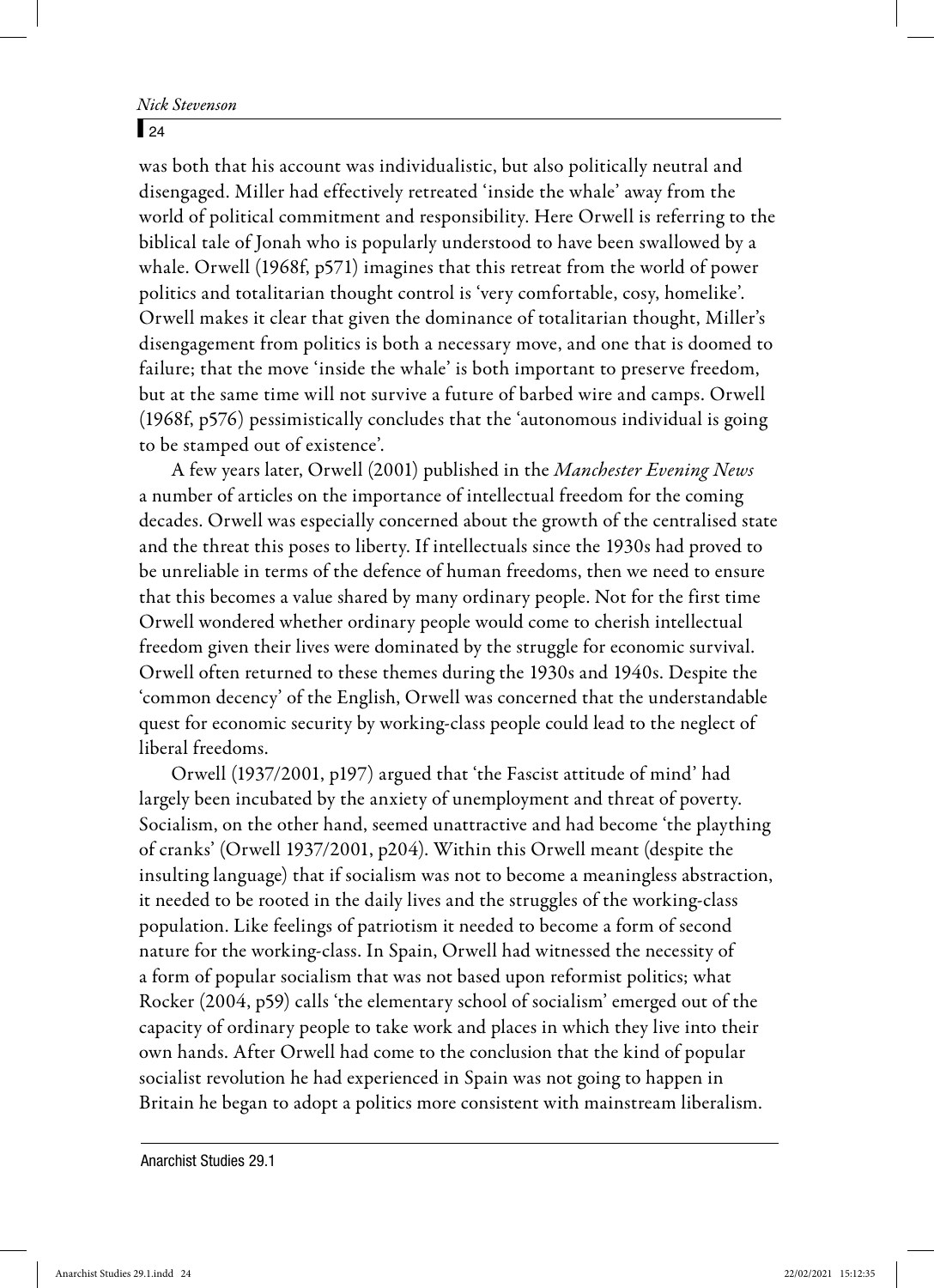was both that his account was individualistic, but also politically neutral and disengaged. Miller had effectively retreated 'inside the whale' away from the world of political commitment and responsibility. Here Orwell is referring to the biblical tale of Jonah who is popularly understood to have been swallowed by a whale. Orwell (1968f, p571) imagines that this retreat from the world of power politics and totalitarian thought control is 'very comfortable, cosy, homelike'. Orwell makes it clear that given the dominance of totalitarian thought, Miller's disengagement from politics is both a necessary move, and one that is doomed to failure; that the move 'inside the whale' is both important to preserve freedom, but at the same time will not survive a future of barbed wire and camps. Orwell (1968f, p576) pessimistically concludes that the 'autonomous individual is going to be stamped out of existence'.

A few years later, Orwell (2001) published in the *Manchester Evening News* a number of articles on the importance of intellectual freedom for the coming decades. Orwell was especially concerned about the growth of the centralised state and the threat this poses to liberty. If intellectuals since the 1930s had proved to be unreliable in terms of the defence of human freedoms, then we need to ensure that this becomes a value shared by many ordinary people. Not for the first time Orwell wondered whether ordinary people would come to cherish intellectual freedom given their lives were dominated by the struggle for economic survival. Orwell often returned to these themes during the 1930s and 1940s. Despite the 'common decency' of the English, Orwell was concerned that the understandable quest for economic security by working-class people could lead to the neglect of liberal freedoms.

Orwell (1937/2001, p197) argued that 'the Fascist attitude of mind' had largely been incubated by the anxiety of unemployment and threat of poverty. Socialism, on the other hand, seemed unattractive and had become 'the plaything of cranks' (Orwell 1937/2001, p204). Within this Orwell meant (despite the insulting language) that if socialism was not to become a meaningless abstraction, it needed to be rooted in the daily lives and the struggles of the working-class population. Like feelings of patriotism it needed to become a form of second nature for the working-class. In Spain, Orwell had witnessed the necessity of a form of popular socialism that was not based upon reformist politics; what Rocker (2004, p59) calls 'the elementary school of socialism' emerged out of the capacity of ordinary people to take work and places in which they live into their own hands. After Orwell had come to the conclusion that the kind of popular socialist revolution he had experienced in Spain was not going to happen in Britain he began to adopt a politics more consistent with mainstream liberalism.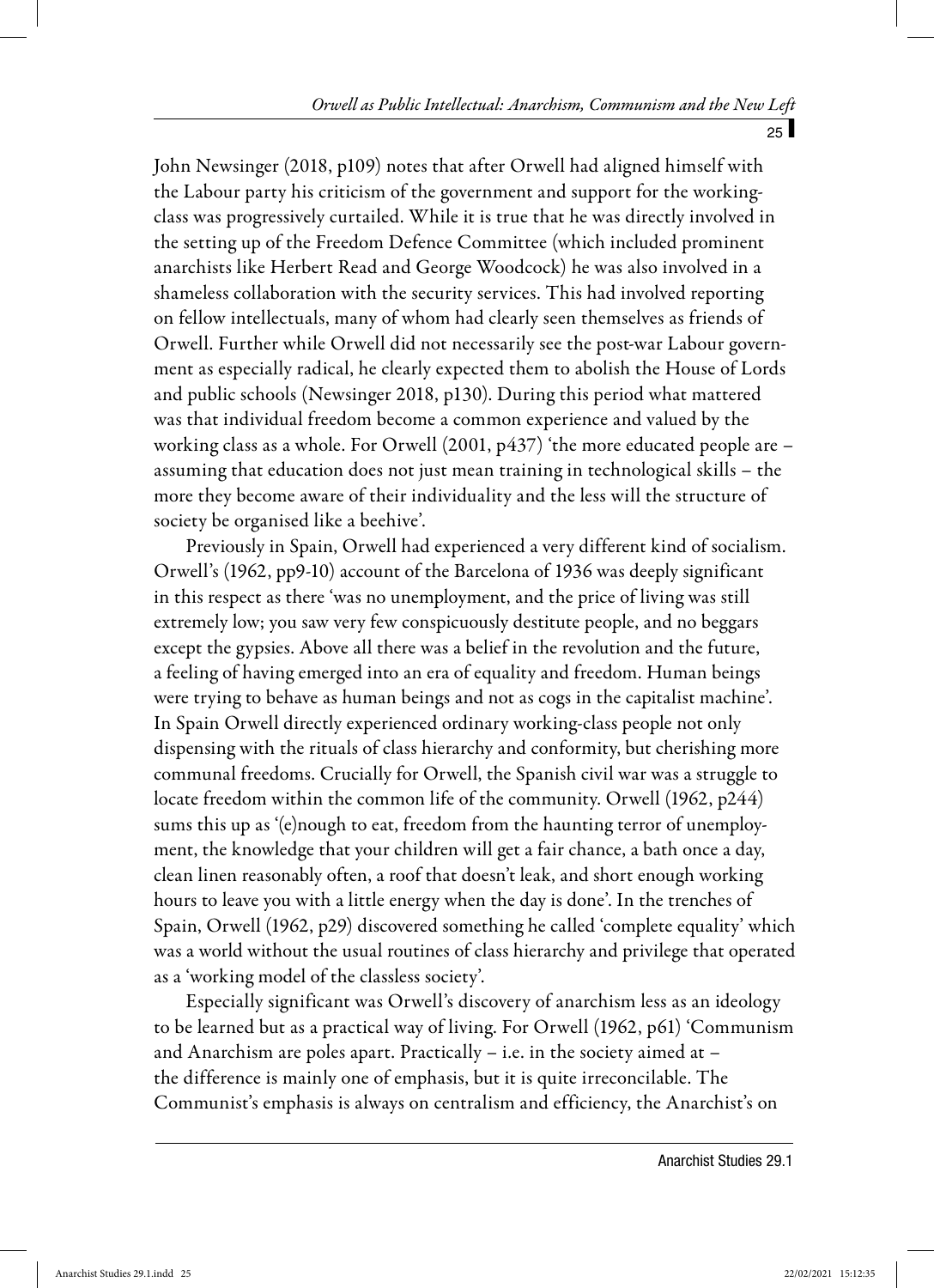John Newsinger (2018, p109) notes that after Orwell had aligned himself with the Labour party his criticism of the government and support for the working-class was progressively curtailed. While it is true that he was directly involved in the setting up of the Freedom Defence Committee (which included prominent anarchists like Herbert Read and George Woodcock) he was also involved in a shameless collaboration with the security services. This had involved reporting on fellow intellectuals, many of whom had clearly seen themselves as friends of Orwell. Further while Orwell did not necessarily see the post-war Labour government as especially radical, he clearly expected them to abolish the House of Lords and public schools (Newsinger 2018, p130). During this period what mattered was that individual freedom become a common experience and valued by the working class as a whole. For Orwell (2001, p437) 'the more educated people are – assuming that education does not just mean training in technological skills – the more they become aware of their individuality and the less will the structure of society be organised like a beehive'.

Previously in Spain, Orwell had experienced a very different kind of socialism. Orwell's (1962, pp9-10) account of the Barcelona of 1936 was deeply significant in this respect as there 'was no unemployment, and the price of living was still extremely low; you saw very few conspicuously destitute people, and no beggars except the gypsies. Above all there was a belief in the revolution and the future, a feeling of having emerged into an era of equality and freedom. Human beings were trying to behave as human beings and not as cogs in the capitalist machine'. In Spain Orwell directly experienced ordinary working-class people not only dispensing with the rituals of class hierarchy and conformity, but cherishing more communal freedoms. Crucially for Orwell, the Spanish civil war was a struggle to locate freedom within the common life of the community. Orwell (1962, p244) sums this up as '(e)nough to eat, freedom from the haunting terror of unemployment, the knowledge that your children will get a fair chance, a bath once a day, clean linen reasonably often, a roof that doesn't leak, and short enough working hours to leave you with a little energy when the day is done'. In the trenches of Spain, Orwell (1962, p29) discovered something he called 'complete equality' which was a world without the usual routines of class hierarchy and privilege that operated as a 'working model of the classless society'.

Especially significant was Orwell's discovery of anarchism less as an ideology to be learned but as a practical way of living. For Orwell (1962, p61) 'Communism and Anarchism are poles apart. Practically – i.e. in the society aimed at – the difference is mainly one of emphasis, but it is quite irreconcilable. The Communist's emphasis is always on centralism and efficiency, the Anarchist's on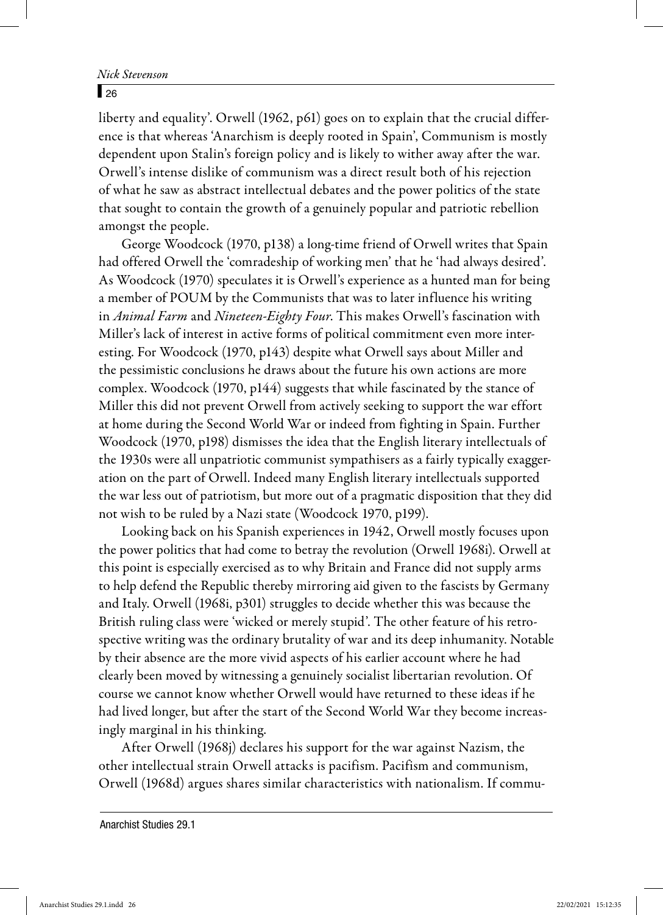liberty and equality'. Orwell (1962, p61) goes on to explain that the crucial difference is that whereas 'Anarchism is deeply rooted in Spain', Communism is mostly dependent upon Stalin's foreign policy and is likely to wither away after the war. Orwell's intense dislike of communism was a direct result both of his rejection of what he saw as abstract intellectual debates and the power politics of the state that sought to contain the growth of a genuinely popular and patriotic rebellion amongst the people.

George Woodcock (1970, p138) a long-time friend of Orwell writes that Spain had offered Orwell the 'comradeship of working men' that he 'had always desired'. As Woodcock (1970) speculates it is Orwell's experience as a hunted man for being a member of POUM by the Communists that was to later influence his writing in *Animal Farm* and *Nineteen-Eighty Four*. This makes Orwell's fascination with Miller's lack of interest in active forms of political commitment even more interesting. For Woodcock (1970, p143) despite what Orwell says about Miller and the pessimistic conclusions he draws about the future his own actions are more complex. Woodcock (1970, p144) suggests that while fascinated by the stance of Miller this did not prevent Orwell from actively seeking to support the war effort at home during the Second World War or indeed from fighting in Spain. Further Woodcock (1970, p198) dismisses the idea that the English literary intellectuals of the 1930s were all unpatriotic communist sympathisers as a fairly typically exaggeration on the part of Orwell. Indeed many English literary intellectuals supported the war less out of patriotism, but more out of a pragmatic disposition that they did not wish to be ruled by a Nazi state (Woodcock 1970, p199).

Looking back on his Spanish experiences in 1942, Orwell mostly focuses upon the power politics that had come to betray the revolution (Orwell 1968i). Orwell at this point is especially exercised as to why Britain and France did not supply arms to help defend the Republic thereby mirroring aid given to the fascists by Germany and Italy. Orwell (1968i, p301) struggles to decide whether this was because the British ruling class were 'wicked or merely stupid'. The other feature of his retrospective writing was the ordinary brutality of war and its deep inhumanity. Notable by their absence are the more vivid aspects of his earlier account where he had clearly been moved by witnessing a genuinely socialist libertarian revolution. Of course we cannot know whether Orwell would have returned to these ideas if he had lived longer, but after the start of the Second World War they become increasingly marginal in his thinking.

After Orwell (1968j) declares his support for the war against Nazism, the other intellectual strain Orwell attacks is pacifism. Pacifism and communism, Orwell (1968d) argues shares similar characteristics with nationalism. If commu-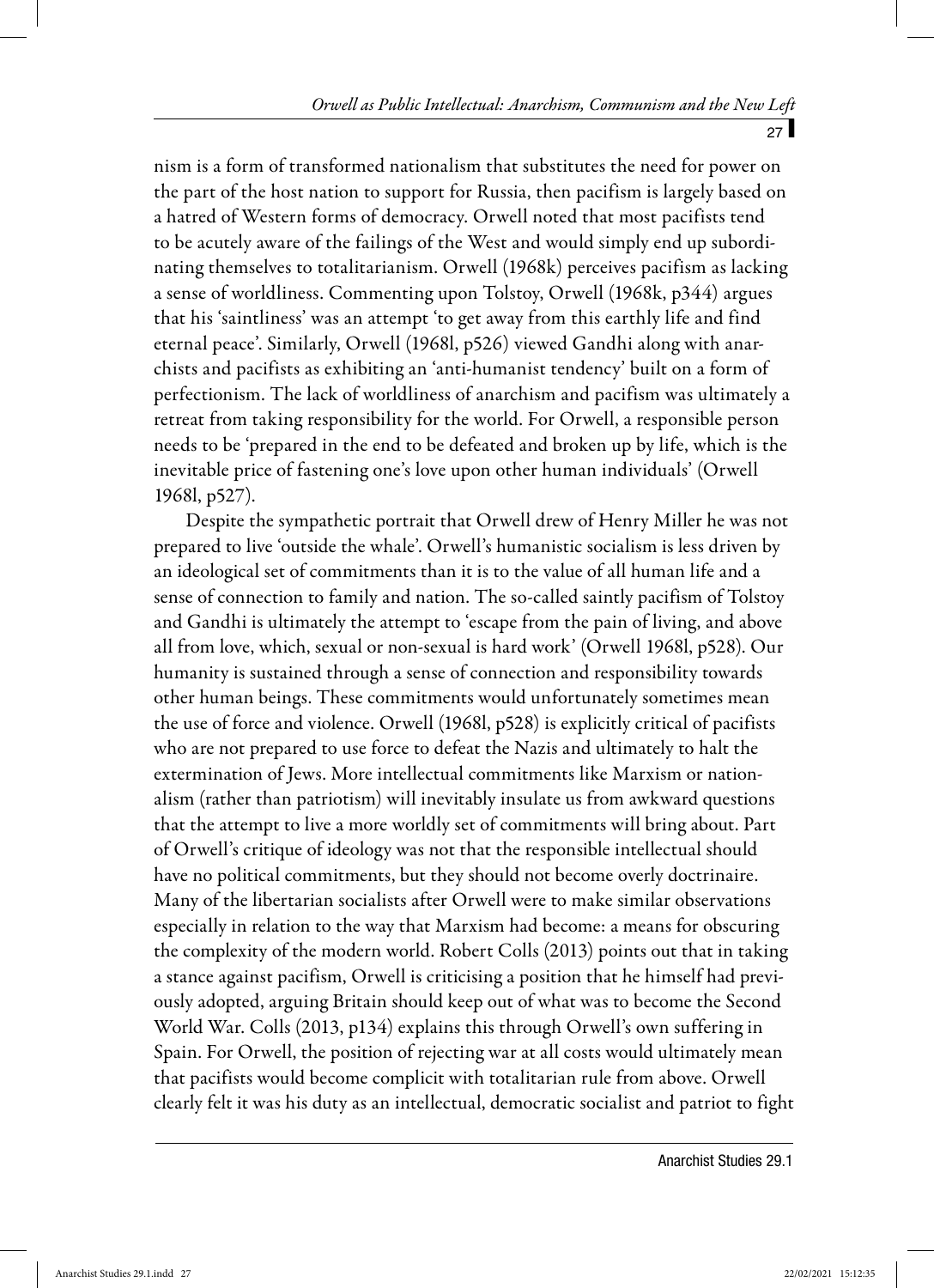nism is a form of transformed nationalism that substitutes the need for power on the part of the host nation to support for Russia, then pacifism is largely based on a hatred of Western forms of democracy. Orwell noted that most pacifists tend to be acutely aware of the failings of the West and would simply end up subordinating themselves to totalitarianism. Orwell (1968k) perceives pacifism as lacking a sense of worldliness. Commenting upon Tolstoy, Orwell (1968k, p344) argues that his 'saintliness' was an attempt 'to get away from this earthly life and find eternal peace'. Similarly, Orwell (1968l, p526) viewed Gandhi along with anarchists and pacifists as exhibiting an 'anti-humanist tendency' built on a form of perfectionism. The lack of worldliness of anarchism and pacifism was ultimately a retreat from taking responsibility for the world. For Orwell, a responsible person needs to be 'prepared in the end to be defeated and broken up by life, which is the inevitable price of fastening one's love upon other human individuals' (Orwell 1968l, p527).

Despite the sympathetic portrait that Orwell drew of Henry Miller he was not prepared to live 'outside the whale'. Orwell's humanistic socialism is less driven by an ideological set of commitments than it is to the value of all human life and a sense of connection to family and nation. The so-called saintly pacifism of Tolstoy and Gandhi is ultimately the attempt to 'escape from the pain of living, and above all from love, which, sexual or non-sexual is hard work' (Orwell 1968l, p528). Our humanity is sustained through a sense of connection and responsibility towards other human beings. These commitments would unfortunately sometimes mean the use of force and violence. Orwell (1968l, p528) is explicitly critical of pacifists who are not prepared to use force to defeat the Nazis and ultimately to halt the extermination of Jews. More intellectual commitments like Marxism or nationalism (rather than patriotism) will inevitably insulate us from awkward questions that the attempt to live a more worldly set of commitments will bring about. Part of Orwell's critique of ideology was not that the responsible intellectual should have no political commitments, but they should not become overly doctrinaire. Many of the libertarian socialists after Orwell were to make similar observations especially in relation to the way that Marxism had become: a means for obscuring the complexity of the modern world. Robert Colls (2013) points out that in taking a stance against pacifism, Orwell is criticising a position that he himself had previously adopted, arguing Britain should keep out of what was to become the Second World War. Colls (2013, p134) explains this through Orwell's own suffering in Spain. For Orwell, the position of rejecting war at all costs would ultimately mean that pacifists would become complicit with totalitarian rule from above. Orwell clearly felt it was his duty as an intellectual, democratic socialist and patriot to fight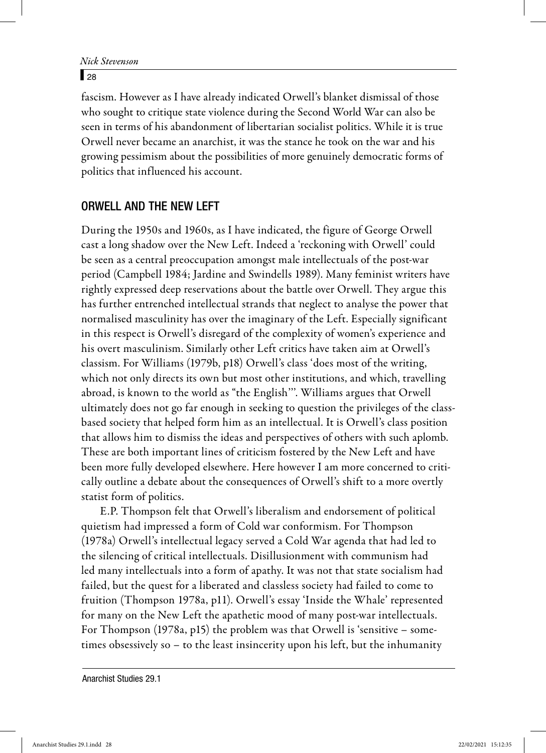fascism. However as I have already indicated Orwell's blanket dismissal of those who sought to critique state violence during the Second World War can also be seen in terms of his abandonment of libertarian socialist politics. While it is true Orwell never became an anarchist, it was the stance he took on the war and his growing pessimism about the possibilities of more genuinely democratic forms of politics that influenced his account.

## ORWELL AND THE NEW LEFT

During the 1950s and 1960s, as I have indicated, the figure of George Orwell cast a long shadow over the New Left. Indeed a 'reckoning with Orwell' could be seen as a central preoccupation amongst male intellectuals of the post-war period (Campbell 1984; Jardine and Swindells 1989). Many feminist writers have rightly expressed deep reservations about the battle over Orwell. They argue this has further entrenched intellectual strands that neglect to analyse the power that normalised masculinity has over the imaginary of the Left. Especially significant in this respect is Orwell's disregard of the complexity of women's experience and his overt masculinism. Similarly other Left critics have taken aim at Orwell's classism. For Williams (1979b, p18) Orwell's class 'does most of the writing, which not only directs its own but most other institutions, and which, travelling abroad, is known to the world as "the English"'. Williams argues that Orwell ultimately does not go far enough in seeking to question the privileges of the class-based society that helped form him as an intellectual. It is Orwell's class position that allows him to dismiss the ideas and perspectives of others with such aplomb. These are both important lines of criticism fostered by the New Left and have been more fully developed elsewhere. Here however I am more concerned to critically outline a debate about the consequences of Orwell's shift to a more overtly statist form of politics.

E.P. Thompson felt that Orwell's liberalism and endorsement of political quietism had impressed a form of Cold war conformism. For Thompson (1978a) Orwell's intellectual legacy served a Cold War agenda that had led to the silencing of critical intellectuals. Disillusionment with communism had led many intellectuals into a form of apathy. It was not that state socialism had failed, but the quest for a liberated and classless society had failed to come to fruition (Thompson 1978a, p11). Orwell's essay 'Inside the Whale' represented for many on the New Left the apathetic mood of many post-war intellectuals. For Thompson (1978a, p15) the problem was that Orwell is 'sensitive – sometimes obsessively so – to the least insincerity upon his left, but the inhumanity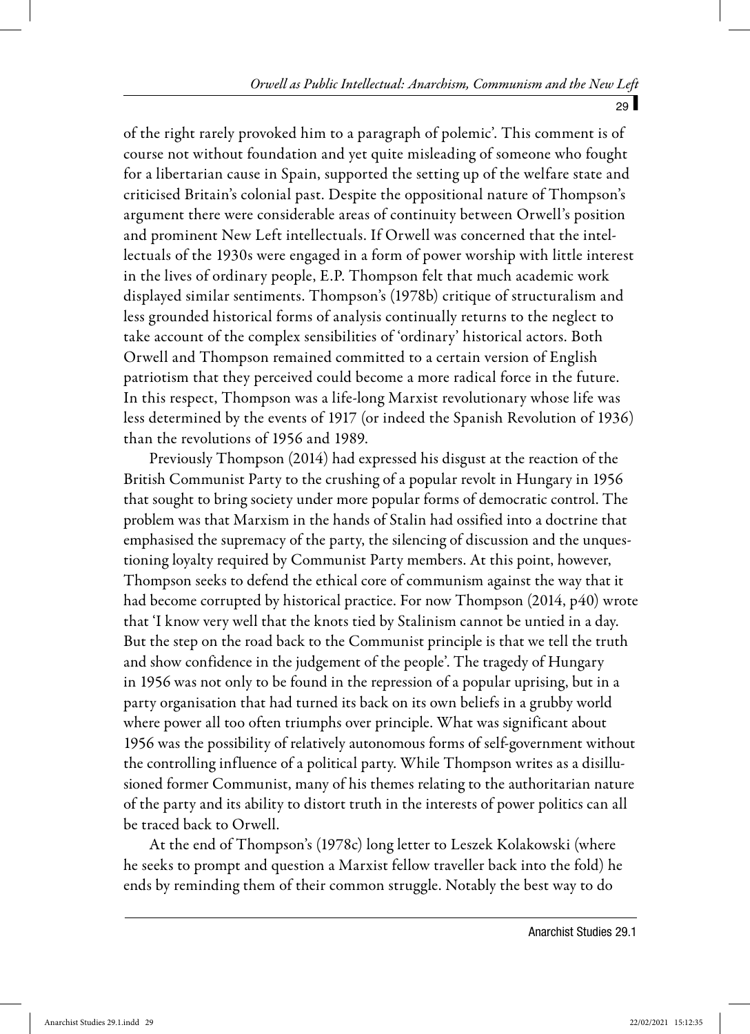of the right rarely provoked him to a paragraph of polemic'. This comment is of course not without foundation and yet quite misleading of someone who fought for a libertarian cause in Spain, supported the setting up of the welfare state and criticised Britain's colonial past. Despite the oppositional nature of Thompson's argument there were considerable areas of continuity between Orwell's position and prominent New Left intellectuals. If Orwell was concerned that the intellectuals of the 1930s were engaged in a form of power worship with little interest in the lives of ordinary people, E.P. Thompson felt that much academic work displayed similar sentiments. Thompson's (1978b) critique of structuralism and less grounded historical forms of analysis continually returns to the neglect to take account of the complex sensibilities of 'ordinary' historical actors. Both Orwell and Thompson remained committed to a certain version of English patriotism that they perceived could become a more radical force in the future. In this respect, Thompson was a life-long Marxist revolutionary whose life was less determined by the events of 1917 (or indeed the Spanish Revolution of 1936) than the revolutions of 1956 and 1989.

Previously Thompson (2014) had expressed his disgust at the reaction of the British Communist Party to the crushing of a popular revolt in Hungary in 1956 that sought to bring society under more popular forms of democratic control. The problem was that Marxism in the hands of Stalin had ossified into a doctrine that emphasised the supremacy of the party, the silencing of discussion and the unquestioning loyalty required by Communist Party members. At this point, however, Thompson seeks to defend the ethical core of communism against the way that it had become corrupted by historical practice. For now Thompson (2014, p40) wrote that 'I know very well that the knots tied by Stalinism cannot be untied in a day. But the step on the road back to the Communist principle is that we tell the truth and show confidence in the judgement of the people'. The tragedy of Hungary in 1956 was not only to be found in the repression of a popular uprising, but in a party organisation that had turned its back on its own beliefs in a grubby world where power all too often triumphs over principle. What was significant about 1956 was the possibility of relatively autonomous forms of self-government without the controlling influence of a political party. While Thompson writes as a disillusioned former Communist, many of his themes relating to the authoritarian nature of the party and its ability to distort truth in the interests of power politics can all be traced back to Orwell.

At the end of Thompson's (1978c) long letter to Leszek Kolakowski (where he seeks to prompt and question a Marxist fellow traveller back into the fold) he ends by reminding them of their common struggle. Notably the best way to do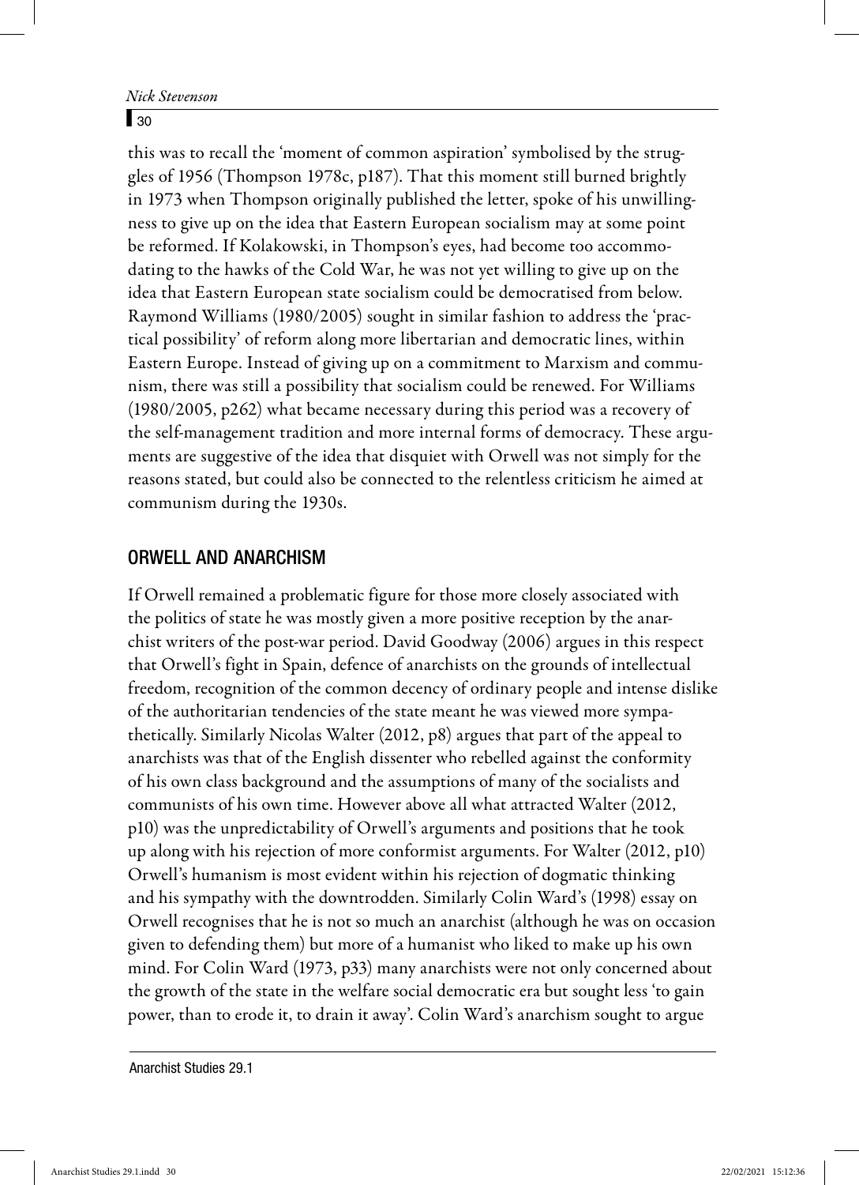this was to recall the 'moment of common aspiration' symbolised by the struggles of 1956 (Thompson 1978c, p187). That this moment still burned brightly in 1973 when Thompson originally published the letter, spoke of his unwillingness to give up on the idea that Eastern European socialism may at some point be reformed. If Kolakowski, in Thompson's eyes, had become too accommodating to the hawks of the Cold War, he was not yet willing to give up on the idea that Eastern European state socialism could be democratised from below. Raymond Williams (1980/2005) sought in similar fashion to address the 'practical possibility' of reform along more libertarian and democratic lines, within Eastern Europe. Instead of giving up on a commitment to Marxism and communism, there was still a possibility that socialism could be renewed. For Williams (1980/2005, p262) what became necessary during this period was a recovery of the self-management tradition and more internal forms of democracy. These arguments are suggestive of the idea that disquiet with Orwell was not simply for the reasons stated, but could also be connected to the relentless criticism he aimed at communism during the 1930s.

## ORWELL AND ANARCHISM

If Orwell remained a problematic figure for those more closely associated with the politics of state he was mostly given a more positive reception by the anarchist writers of the post-war period. David Goodway (2006) argues in this respect that Orwell's fight in Spain, defence of anarchists on the grounds of intellectual freedom, recognition of the common decency of ordinary people and intense dislike of the authoritarian tendencies of the state meant he was viewed more sympathetically. Similarly Nicolas Walter (2012, p8) argues that part of the appeal to anarchists was that of the English dissenter who rebelled against the conformity of his own class background and the assumptions of many of the socialists and communists of his own time. However above all what attracted Walter (2012, p10) was the unpredictability of Orwell's arguments and positions that he took up along with his rejection of more conformist arguments. For Walter (2012, p10) Orwell's humanism is most evident within his rejection of dogmatic thinking and his sympathy with the downtrodden. Similarly Colin Ward's (1998) essay on Orwell recognises that he is not so much an anarchist (although he was on occasion given to defending them) but more of a humanist who liked to make up his own mind. For Colin Ward (1973, p33) many anarchists were not only concerned about the growth of the state in the welfare social democratic era but sought less 'to gain power, than to erode it, to drain it away'. Colin Ward's anarchism sought to argue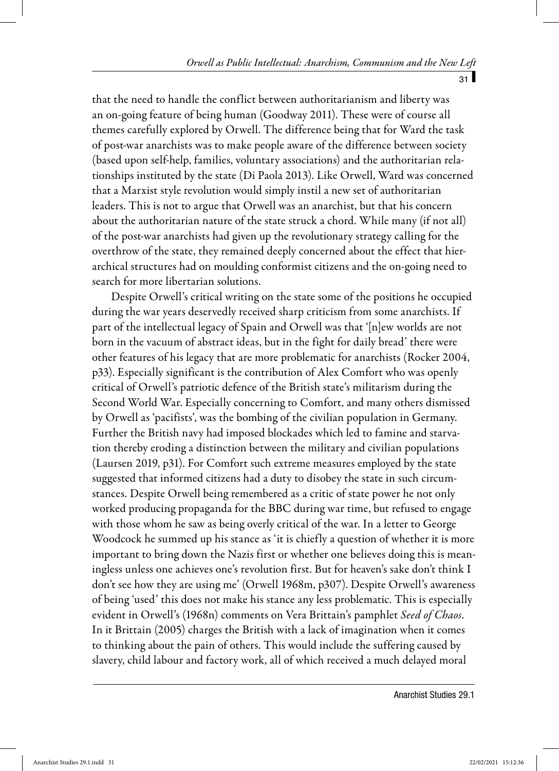that the need to handle the conflict between authoritarianism and liberty was an on-going feature of being human (Goodway 2011). These were of course all themes carefully explored by Orwell. The difference being that for Ward the task of post-war anarchists was to make people aware of the difference between society (based upon self-help, families, voluntary associations) and the authoritarian relationships instituted by the state (Di Paola 2013). Like Orwell, Ward was concerned that a Marxist style revolution would simply instil a new set of authoritarian leaders. This is not to argue that Orwell was an anarchist, but that his concern about the authoritarian nature of the state struck a chord. While many (if not all) of the post-war anarchists had given up the revolutionary strategy calling for the overthrow of the state, they remained deeply concerned about the effect that hierarchical structures had on moulding conformist citizens and the on-going need to search for more libertarian solutions.

Despite Orwell's critical writing on the state some of the positions he occupied during the war years deservedly received sharp criticism from some anarchists. If part of the intellectual legacy of Spain and Orwell was that '[n]ew worlds are not born in the vacuum of abstract ideas, but in the fight for daily bread' there were other features of his legacy that are more problematic for anarchists (Rocker 2004, p33). Especially significant is the contribution of Alex Comfort who was openly critical of Orwell's patriotic defence of the British state's militarism during the Second World War. Especially concerning to Comfort, and many others dismissed by Orwell as 'pacifists', was the bombing of the civilian population in Germany. Further the British navy had imposed blockades which led to famine and starvation thereby eroding a distinction between the military and civilian populations (Laursen 2019, p31). For Comfort such extreme measures employed by the state suggested that informed citizens had a duty to disobey the state in such circumstances. Despite Orwell being remembered as a critic of state power he not only worked producing propaganda for the BBC during war time, but refused to engage with those whom he saw as being overly critical of the war. In a letter to George Woodcock he summed up his stance as 'it is chiefly a question of whether it is more important to bring down the Nazis first or whether one believes doing this is meaningless unless one achieves one's revolution first. But for heaven's sake don't think I don't see how they are using me' (Orwell 1968m, p307). Despite Orwell's awareness of being 'used' this does not make his stance any less problematic. This is especially evident in Orwell's (1968n) comments on Vera Brittain's pamphlet *Seed of Chaos*. In it Brittain (2005) charges the British with a lack of imagination when it comes to thinking about the pain of others. This would include the suffering caused by slavery, child labour and factory work, all of which received a much delayed moral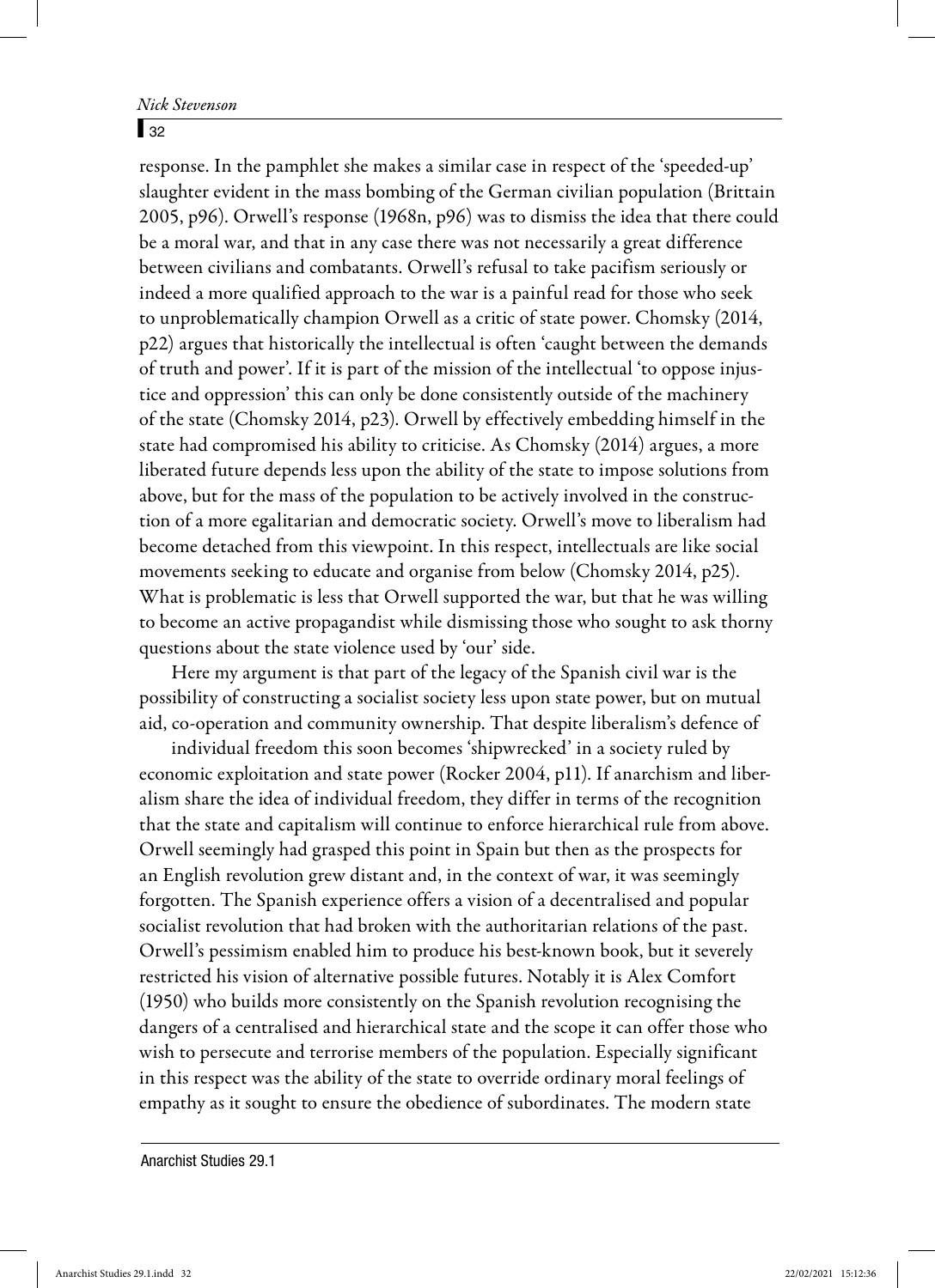response. In the pamphlet she makes a similar case in respect of the 'speeded-up' slaughter evident in the mass bombing of the German civilian population (Brittain 2005, p96). Orwell's response (1968n, p96) was to dismiss the idea that there could be a moral war, and that in any case there was not necessarily a great difference between civilians and combatants. Orwell's refusal to take pacifism seriously or indeed a more qualified approach to the war is a painful read for those who seek to unproblematically champion Orwell as a critic of state power. Chomsky (2014, p22) argues that historically the intellectual is often 'caught between the demands of truth and power'. If it is part of the mission of the intellectual 'to oppose injustice and oppression' this can only be done consistently outside of the machinery of the state (Chomsky 2014, p23). Orwell by effectively embedding himself in the state had compromised his ability to criticise. As Chomsky (2014) argues, a more liberated future depends less upon the ability of the state to impose solutions from above, but for the mass of the population to be actively involved in the construction of a more egalitarian and democratic society. Orwell's move to liberalism had become detached from this viewpoint. In this respect, intellectuals are like social movements seeking to educate and organise from below (Chomsky 2014, p25). What is problematic is less that Orwell supported the war, but that he was willing to become an active propagandist while dismissing those who sought to ask thorny questions about the state violence used by 'our' side.

Here my argument is that part of the legacy of the Spanish civil war is the possibility of constructing a socialist society less upon state power, but on mutual aid, co-operation and community ownership. That despite liberalism's defence of individual freedom this soon becomes 'shipwrecked' in a society ruled by economic exploitation and state power (Rocker 2004, p11). If anarchism and liberalism share the idea of individual freedom, they differ in terms of the recognition that the state and capitalism will continue to enforce hierarchical rule from above. Orwell seemingly had grasped this point in Spain but then as the prospects for an English revolution grew distant and, in the context of war, it was seemingly forgotten. The Spanish experience offers a vision of a decentralised and popular socialist revolution that had broken with the authoritarian relations of the past. Orwell's pessimism enabled him to produce his best-known book, but it severely restricted his vision of alternative possible futures. Notably it is Alex Comfort (1950) who builds more consistently on the Spanish revolution recognising the dangers of a centralised and hierarchical state and the scope it can offer those who wish to persecute and terrorise members of the population. Especially significant in this respect was the ability of the state to override ordinary moral feelings of empathy as it sought to ensure the obedience of subordinates. The modern state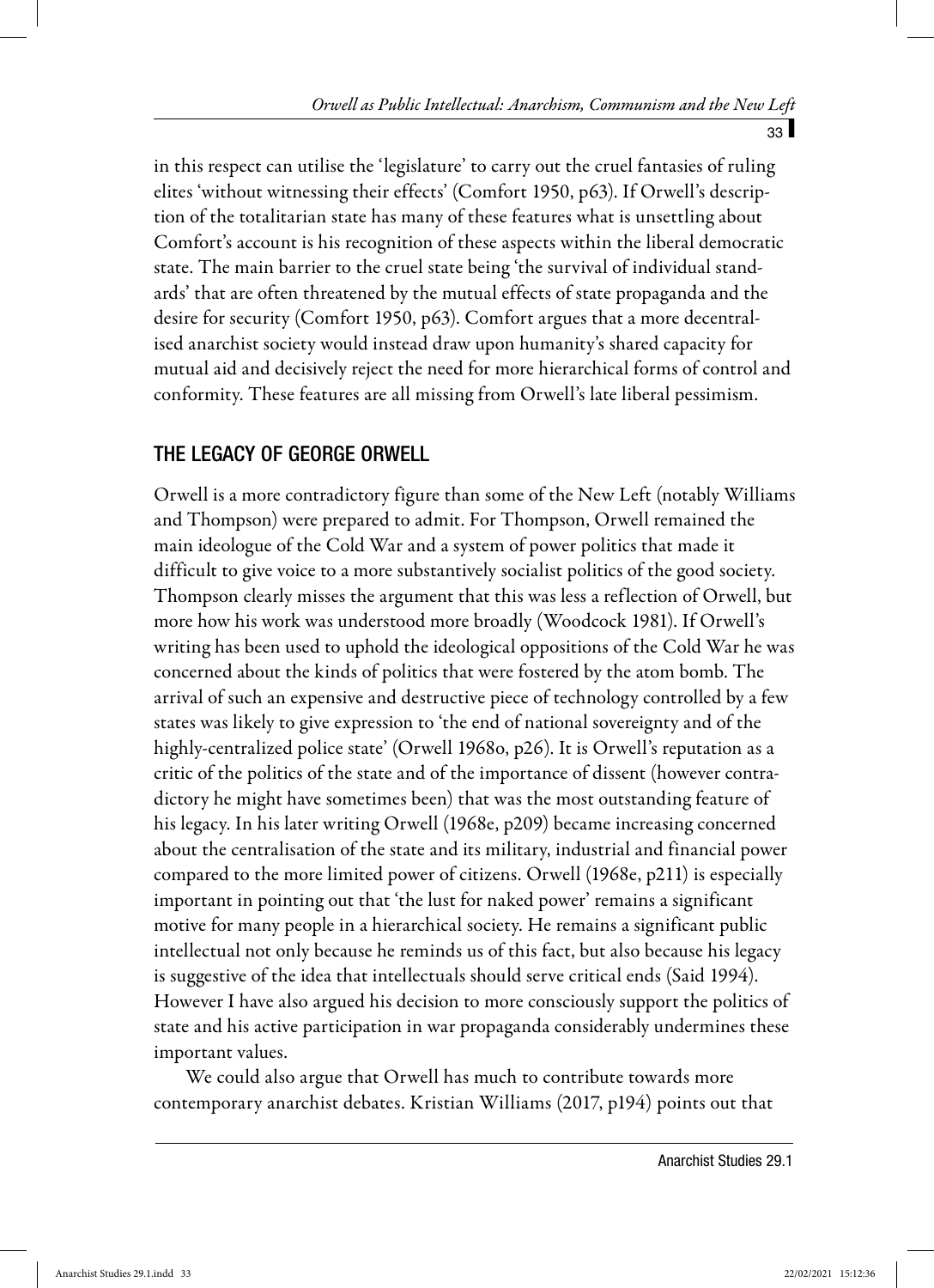in this respect can utilise the 'legislature' to carry out the cruel fantasies of ruling elites 'without witnessing their effects' (Comfort 1950, p63). If Orwell's description of the totalitarian state has many of these features what is unsettling about Comfort's account is his recognition of these aspects within the liberal democratic state. The main barrier to the cruel state being 'the survival of individual standards' that are often threatened by the mutual effects of state propaganda and the desire for security (Comfort 1950, p63). Comfort argues that a more decentralised anarchist society would instead draw upon humanity's shared capacity for mutual aid and decisively reject the need for more hierarchical forms of control and conformity. These features are all missing from Orwell's late liberal pessimism.

## THE LEGACY OF GEORGE ORWELL

Orwell is a more contradictory figure than some of the New Left (notably Williams and Thompson) were prepared to admit. For Thompson, Orwell remained the main ideologue of the Cold War and a system of power politics that made it difficult to give voice to a more substantively socialist politics of the good society. Thompson clearly misses the argument that this was less a reflection of Orwell, but more how his work was understood more broadly (Woodcock 1981). If Orwell's writing has been used to uphold the ideological oppositions of the Cold War he was concerned about the kinds of politics that were fostered by the atom bomb. The arrival of such an expensive and destructive piece of technology controlled by a few states was likely to give expression to 'the end of national sovereignty and of the highly-centralized police state' (Orwell 1968o, p26). It is Orwell's reputation as a critic of the politics of the state and of the importance of dissent (however contradictory he might have sometimes been) that was the most outstanding feature of his legacy. In his later writing Orwell (1968e, p209) became increasing concerned about the centralisation of the state and its military, industrial and financial power compared to the more limited power of citizens. Orwell (1968e, p211) is especially important in pointing out that 'the lust for naked power' remains a significant motive for many people in a hierarchical society. He remains a significant public intellectual not only because he reminds us of this fact, but also because his legacy is suggestive of the idea that intellectuals should serve critical ends (Said 1994). However I have also argued his decision to more consciously support the politics of state and his active participation in war propaganda considerably undermines these important values.

We could also argue that Orwell has much to contribute towards more contemporary anarchist debates. Kristian Williams (2017, p194) points out that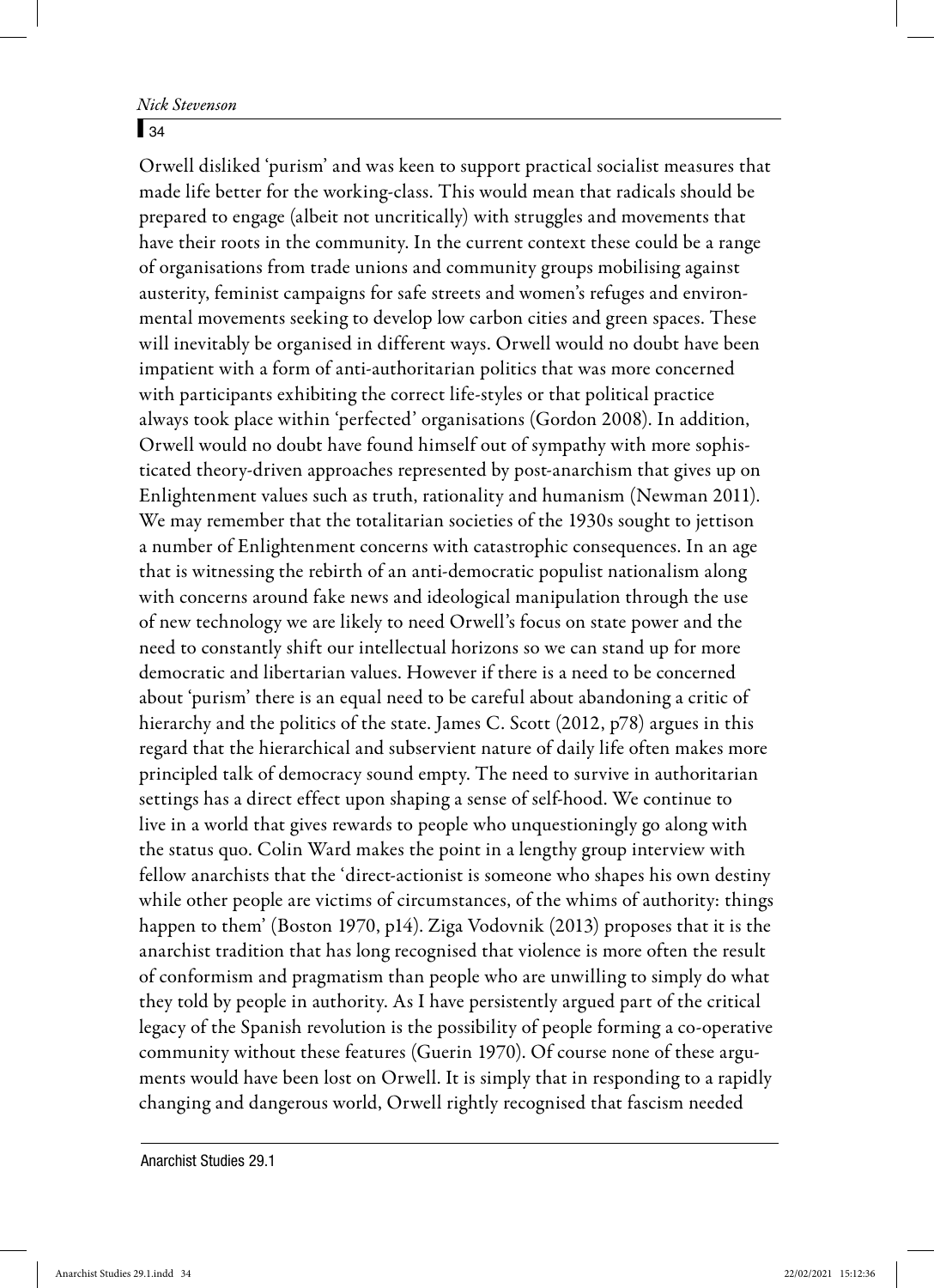Orwell disliked 'purism' and was keen to support practical socialist measures that made life better for the working-class. This would mean that radicals should be prepared to engage (albeit not uncritically) with struggles and movements that have their roots in the community. In the current context these could be a range of organisations from trade unions and community groups mobilising against austerity, feminist campaigns for safe streets and women's refuges and environmental movements seeking to develop low carbon cities and green spaces. These will inevitably be organised in different ways. Orwell would no doubt have been impatient with a form of anti-authoritarian politics that was more concerned with participants exhibiting the correct life-styles or that political practice always took place within 'perfected' organisations (Gordon 2008). In addition, Orwell would no doubt have found himself out of sympathy with more sophisticated theory-driven approaches represented by post-anarchism that gives up on Enlightenment values such as truth, rationality and humanism (Newman 2011). We may remember that the totalitarian societies of the 1930s sought to jettison a number of Enlightenment concerns with catastrophic consequences. In an age that is witnessing the rebirth of an anti-democratic populist nationalism along with concerns around fake news and ideological manipulation through the use of new technology we are likely to need Orwell's focus on state power and the need to constantly shift our intellectual horizons so we can stand up for more democratic and libertarian values. However if there is a need to be concerned about 'purism' there is an equal need to be careful about abandoning a critic of hierarchy and the politics of the state. James C. Scott (2012, p78) argues in this regard that the hierarchical and subservient nature of daily life often makes more principled talk of democracy sound empty. The need to survive in authoritarian settings has a direct effect upon shaping a sense of self-hood. We continue to live in a world that gives rewards to people who unquestioningly go along with the status quo. Colin Ward makes the point in a lengthy group interview with fellow anarchists that the 'direct-actionist is someone who shapes his own destiny while other people are victims of circumstances, of the whims of authority: things happen to them' (Boston 1970, p14). Ziga Vodovnik (2013) proposes that it is the anarchist tradition that has long recognised that violence is more often the result of conformism and pragmatism than people who are unwilling to simply do what they told by people in authority. As I have persistently argued part of the critical legacy of the Spanish revolution is the possibility of people forming a co-operative community without these features (Guerin 1970). Of course none of these arguments would have been lost on Orwell. It is simply that in responding to a rapidly changing and dangerous world, Orwell rightly recognised that fascism needed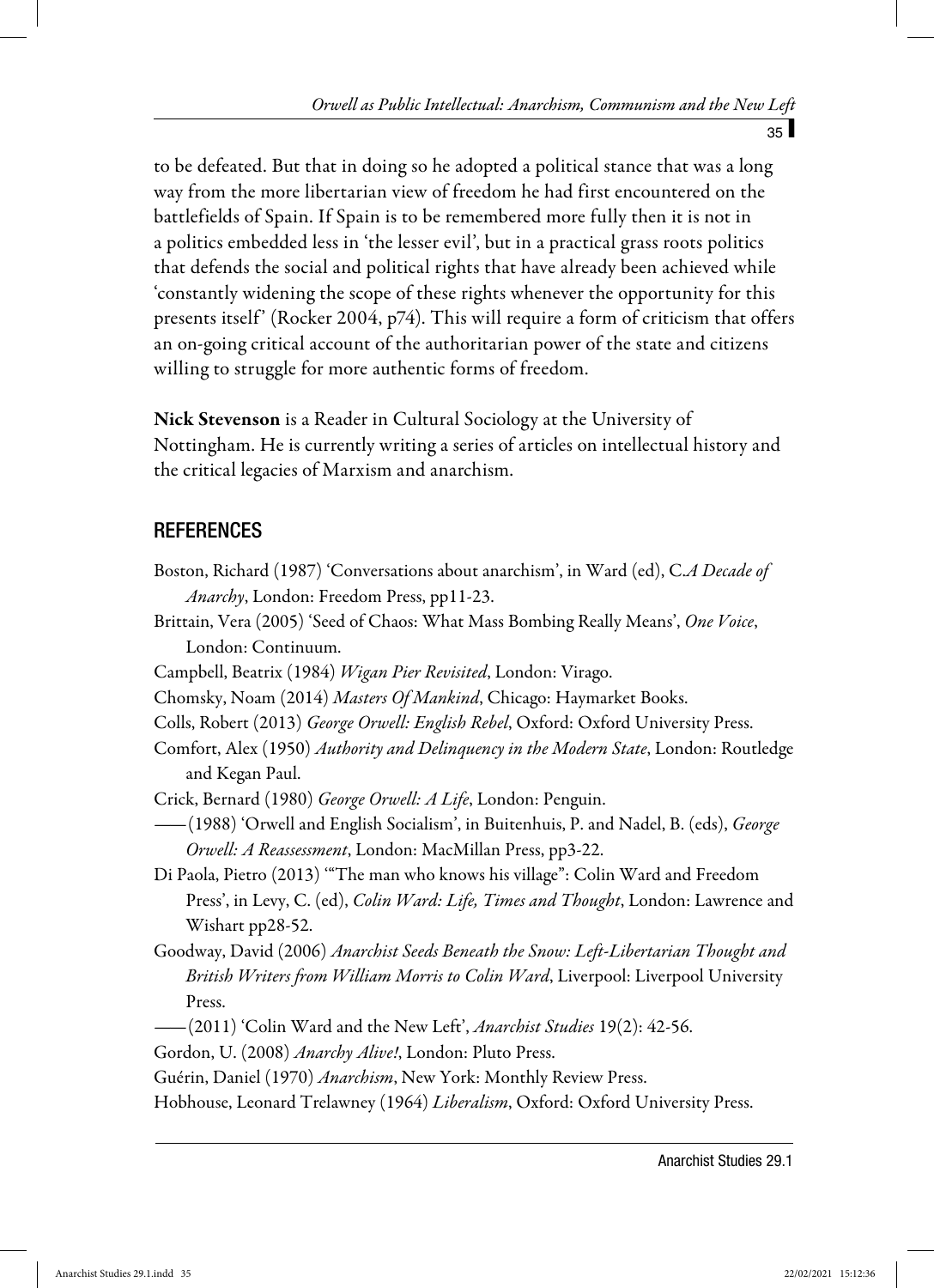to be defeated. But that in doing so he adopted a political stance that was a long way from the more libertarian view of freedom he had first encountered on the battlefields of Spain. If Spain is to be remembered more fully then it is not in a politics embedded less in 'the lesser evil', but in a practical grass roots politics that defends the social and political rights that have already been achieved while 'constantly widening the scope of these rights whenever the opportunity for this presents itself' (Rocker 2004, p74). This will require a form of criticism that offers an on-going critical account of the authoritarian power of the state and citizens willing to struggle for more authentic forms of freedom.

**Nick Stevenson** is a Reader in Cultural Sociology at the University of Nottingham. He is currently writing a series of articles on intellectual history and the critical legacies of Marxism and anarchism.

## REFERENCES

Boston, Richard (1987) 'Conversations about anarchism', in Ward (ed), C.*A Decade of Anarchy*, London: Freedom Press, pp11-23.

Brittain, Vera (2005) 'Seed of Chaos: What Mass Bombing Really Means', *One Voice*, London: Continuum.

Campbell, Beatrix (1984) *Wigan Pier Revisited*, London: Virago.

Chomsky, Noam (2014) *Masters Of Mankind*, Chicago: Haymarket Books.

Colls, Robert (2013) *George Orwell: English Rebel*, Oxford: Oxford University Press.

Comfort, Alex (1950) *Authority and Delinquency in the Modern State*, London: Routledge and Kegan Paul.

Crick, Bernard (1980) *George Orwell: A Life*, London: Penguin.

——(1988) 'Orwell and English Socialism', in Buitenhuis, P. and Nadel, B. (eds), *George Orwell: A Reassessment*, London: MacMillan Press, pp3-22.

Di Paola, Pietro (2013) '"The man who knows his village": Colin Ward and Freedom Press', in Levy, C. (ed), *Colin Ward: Life, Times and Thought*, London: Lawrence and Wishart pp28-52.

Goodway, David (2006) *Anarchist Seeds Beneath the Snow: Left-Libertarian Thought and British Writers from William Morris to Colin Ward*, Liverpool: Liverpool University Press.

——(2011) 'Colin Ward and the New Left', *Anarchist Studies* 19(2): 42-56.

Gordon, U. (2008) *Anarchy Alive!*, London: Pluto Press.

Guérin, Daniel (1970) *Anarchism*, New York: Monthly Review Press.

Hobhouse, Leonard Trelawney (1964) *Liberalism*, Oxford: Oxford University Press.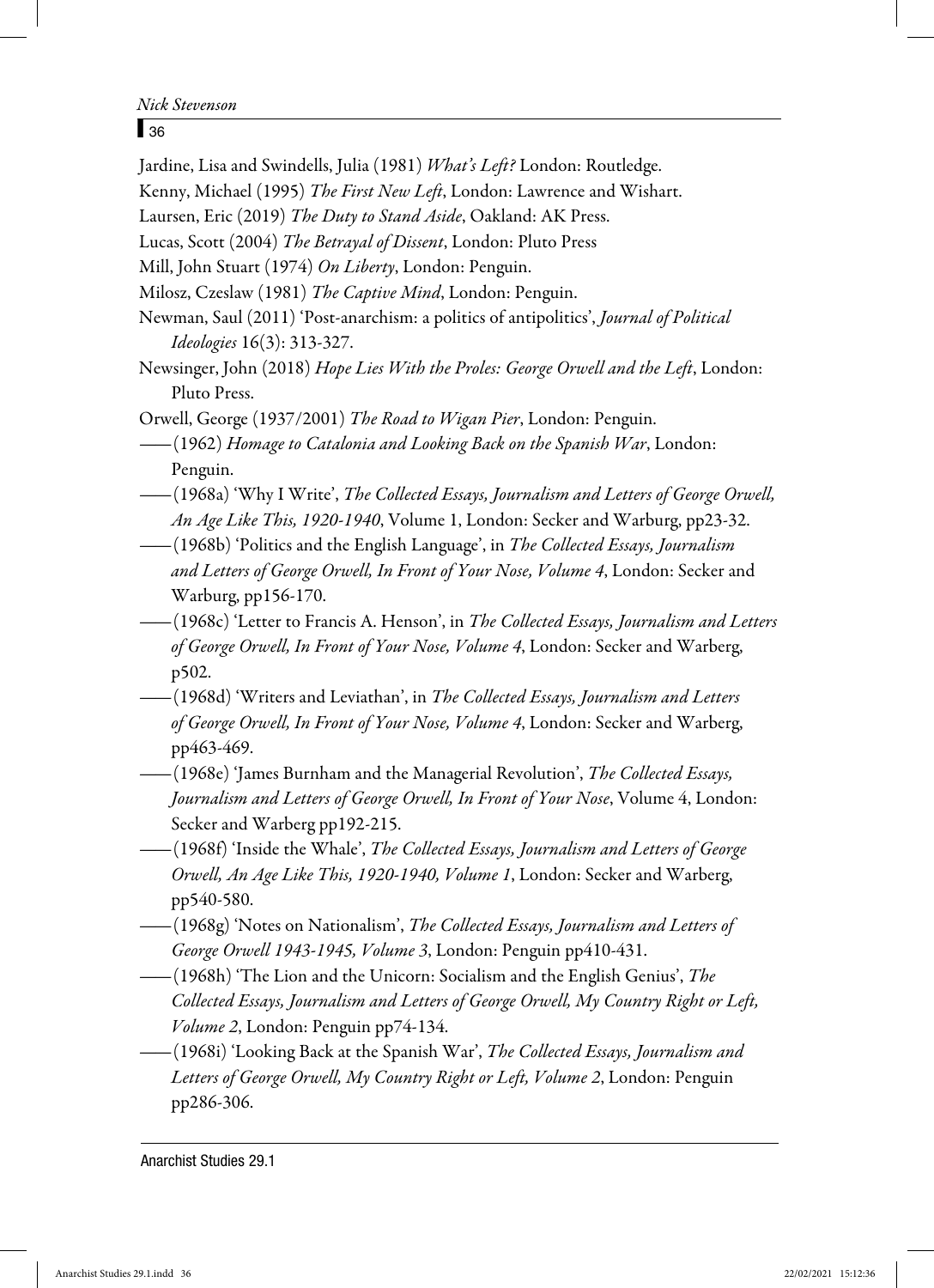Jardine, Lisa and Swindells, Julia (1981) *What's Left?* London: Routledge.

Kenny, Michael (1995) *The First New Left*, London: Lawrence and Wishart.

Laursen, Eric (2019) *The Duty to Stand Aside*, Oakland: AK Press.

Lucas, Scott (2004) *The Betrayal of Dissent*, London: Pluto Press

Mill, John Stuart (1974) *On Liberty*, London: Penguin.

Milosz, Czeslaw (1981) *The Captive Mind*, London: Penguin.

Newman, Saul (2011) 'Post-anarchism: a politics of antipolitics', *Journal of Political Ideologies* 16(3): 313-327.

Newsinger, John (2018) *Hope Lies With the Proles: George Orwell and the Left*, London: Pluto Press.

Orwell, George (1937/2001) *The Road to Wigan Pier*, London: Penguin.

——(1962) *Homage to Catalonia and Looking Back on the Spanish War*, London: Penguin.

——(1968a) 'Why I Write', *The Collected Essays, Journalism and Letters of George Orwell, An Age Like This, 1920-1940*, Volume 1, London: Secker and Warburg, pp23-32.

——(1968b) 'Politics and the English Language', in *The Collected Essays, Journalism and Letters of George Orwell, In Front of Your Nose, Volume 4*, London: Secker and Warburg, pp156-170.

——(1968c) 'Letter to Francis A. Henson', in *The Collected Essays, Journalism and Letters of George Orwell, In Front of Your Nose, Volume 4*, London: Secker and Warberg, p502.

——(1968d) 'Writers and Leviathan', in *The Collected Essays, Journalism and Letters of George Orwell, In Front of Your Nose, Volume 4*, London: Secker and Warberg, pp463-469.

——(1968e) 'James Burnham and the Managerial Revolution', *The Collected Essays, Journalism and Letters of George Orwell, In Front of Your Nose*, Volume 4, London: Secker and Warberg pp192-215.

——(1968f) 'Inside the Whale', *The Collected Essays, Journalism and Letters of George Orwell, An Age Like This, 1920-1940, Volume 1*, London: Secker and Warberg, pp540-580.

——(1968g) 'Notes on Nationalism', *The Collected Essays, Journalism and Letters of George Orwell 1943-1945, Volume 3*, London: Penguin pp410-431.

——(1968h) 'The Lion and the Unicorn: Socialism and the English Genius', *The Collected Essays, Journalism and Letters of George Orwell, My Country Right or Left, Volume 2*, London: Penguin pp74-134.

——(1968i) 'Looking Back at the Spanish War', *The Collected Essays, Journalism and Letters of George Orwell, My Country Right or Left, Volume 2*, London: Penguin pp286-306.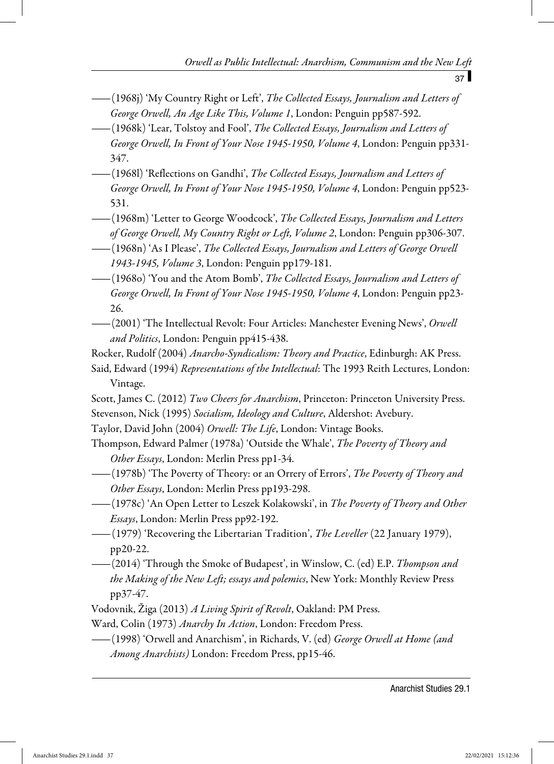——(1968j) 'My Country Right or Left', *The Collected Essays, Journalism and Letters of George Orwell, An Age Like This, Volume 1*, London: Penguin pp587-592.

——(1968k) 'Lear, Tolstoy and Fool', *The Collected Essays, Journalism and Letters of George Orwell, In Front of Your Nose 1945-1950, Volume 4*, London: Penguin pp331-347.

——(1968l) 'Reflections on Gandhi', *The Collected Essays, Journalism and Letters of George Orwell, In Front of Your Nose 1945-1950, Volume 4*, London: Penguin pp523-531.

——(1968m) 'Letter to George Woodcock', *The Collected Essays, Journalism and Letters of George Orwell, My Country Right or Left, Volume 2*, London: Penguin pp306-307.

——(1968n) 'As I Please', *The Collected Essays, Journalism and Letters of George Orwell 1943-1945, Volume 3*, London: Penguin pp179-181.

——(1968o) 'You and the Atom Bomb', *The Collected Essays, Journalism and Letters of George Orwell, In Front of Your Nose 1945-1950, Volume 4*, London: Penguin pp23-26.

——(2001) 'The Intellectual Revolt: Four Articles: Manchester Evening News', *Orwell and Politics*, London: Penguin pp415-438.

Rocker, Rudolf (2004) *Anarcho-Syndicalism: Theory and Practice*, Edinburgh: AK Press.

Said, Edward (1994) *Representations of the Intellectual*: The 1993 Reith Lectures, London: Vintage.

Scott, James C. (2012) *Two Cheers for Anarchism*, Princeton: Princeton University Press.

Stevenson, Nick (1995) *Socialism, Ideology and Culture*, Aldershot: Avebury.

Taylor, David John (2004) *Orwell: The Life*, London: Vintage Books.

Thompson, Edward Palmer (1978a) 'Outside the Whale', *The Poverty of Theory and Other Essays*, London: Merlin Press pp1-34.

——(1978b) 'The Poverty of Theory: or an Orrery of Errors', *The Poverty of Theory and Other Essays*, London: Merlin Press pp193-298.

——(1978c) 'An Open Letter to Leszek Kolakowski', in *The Poverty of Theory and Other Essays*, London: Merlin Press pp92-192.

——(1979) 'Recovering the Libertarian Tradition', *The Leveller* (22 January 1979), pp20-22.

——(2014) 'Through the Smoke of Budapest', in Winslow, C. (ed) E.P. *Thompson and the Making of the New Left; essays and polemics*, New York: Monthly Review Press pp37-47.

Vodovnik, Žiga (2013) *A Living Spirit of Revolt*, Oakland: PM Press.

Ward, Colin (1973) *Anarchy In Action*, London: Freedom Press.

——(1998) 'Orwell and Anarchism', in Richards, V. (ed) *George Orwell at Home (and Among Anarchists)* London: Freedom Press, pp15-46.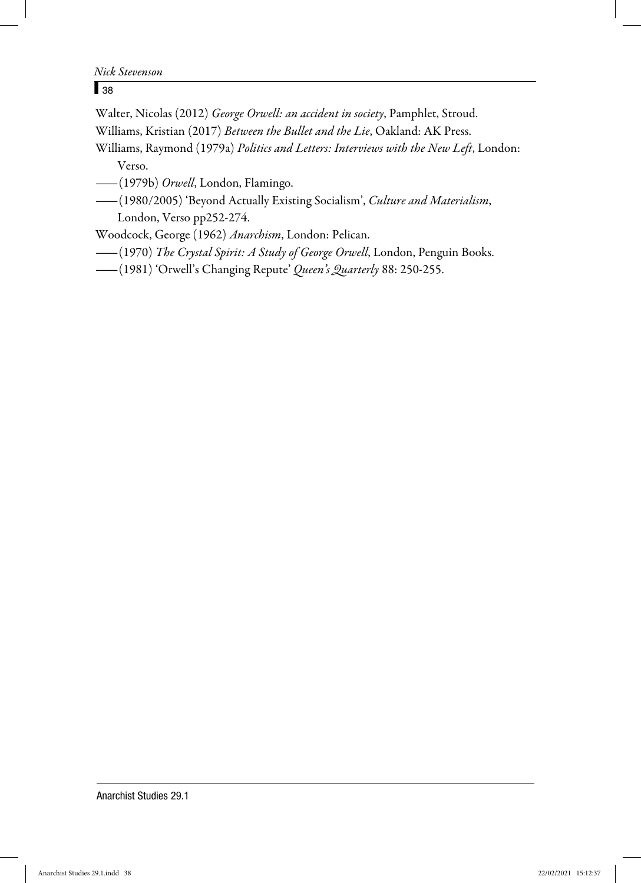Walter, Nicolas (2012) *George Orwell: an accident in society*, Pamphlet, Stroud.

Williams, Kristian (2017) *Between the Bullet and the Lie*, Oakland: AK Press.

Williams, Raymond (1979a) *Politics and Letters: Interviews with the New Left*, London: Verso.

——(1979b) *Orwell*, London, Flamingo.

——(1980/2005) 'Beyond Actually Existing Socialism', *Culture and Materialism*, London, Verso pp252-274.

Woodcock, George (1962) *Anarchism*, London: Pelican.

——(1970) *The Crystal Spirit: A Study of George Orwell*, London, Penguin Books.

——(1981) 'Orwell's Changing Repute' *Queen's Quarterly* 88: 250-255.